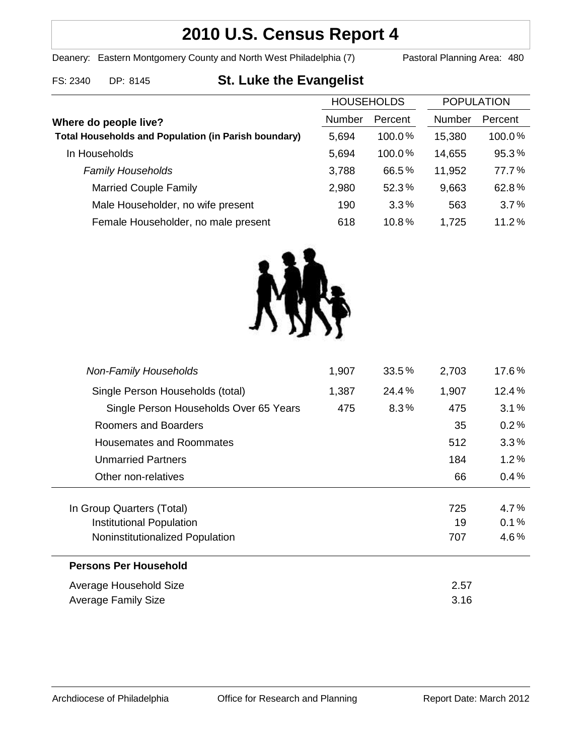# 2010 U.S. Census Report 4

Deanery: Eastern Montgomery County and North West Philadelphia (7) Pastoral Planning Area: 480

FS: 2340 DP: 8145

## St. Luke the Evangelist

| Where do people live? | HOUSEHOLDS | | POPULATION | |
|---|---|---|---|---|
| | Number | Percent | Number | Percent |
| **Total Households and Population (in Parish boundary)** | 5,694 | 100.0% | 15,380 | 100.0% |
| In Households | 5,694 | 100.0% | 14,655 | 95.3% |
| *Family Households* | 3,788 | 66.5% | 11,952 | 77.7% |
| Married Couple Family | 2,980 | 52.3% | 9,663 | 62.8% |
| Male Householder, no wife present | 190 | 3.3% | 563 | 3.7% |
| Female Householder, no male present | 618 | 10.8% | 1,725 | 11.2% |
| *Non-Family Households* | 1,907 | 33.5% | 2,703 | 17.6% |
| Single Person Households (total) | 1,387 | 24.4% | 1,907 | 12.4% |
| Single Person Households Over 65 Years | 475 | 8.3% | 475 | 3.1% |
| Roomers and Boarders | | | 35 | 0.2% |
| Housemates and Roommates | | | 512 | 3.3% |
| Unmarried Partners | | | 184 | 1.2% |
| Other non-relatives | | | 66 | 0.4% |
| In Group Quarters (Total) | | | 725 | 4.7% |
| Institutional Population | | | 19 | 0.1% |
| Noninstitutionalized Population | | | 707 | 4.6% |

**Persons Per Household**

| | |
|---|---|
| Average Household Size | 2.57 |
| Average Family Size | 3.16 |

Archdiocese of Philadelphia Office for Research and Planning Report Date: March 2012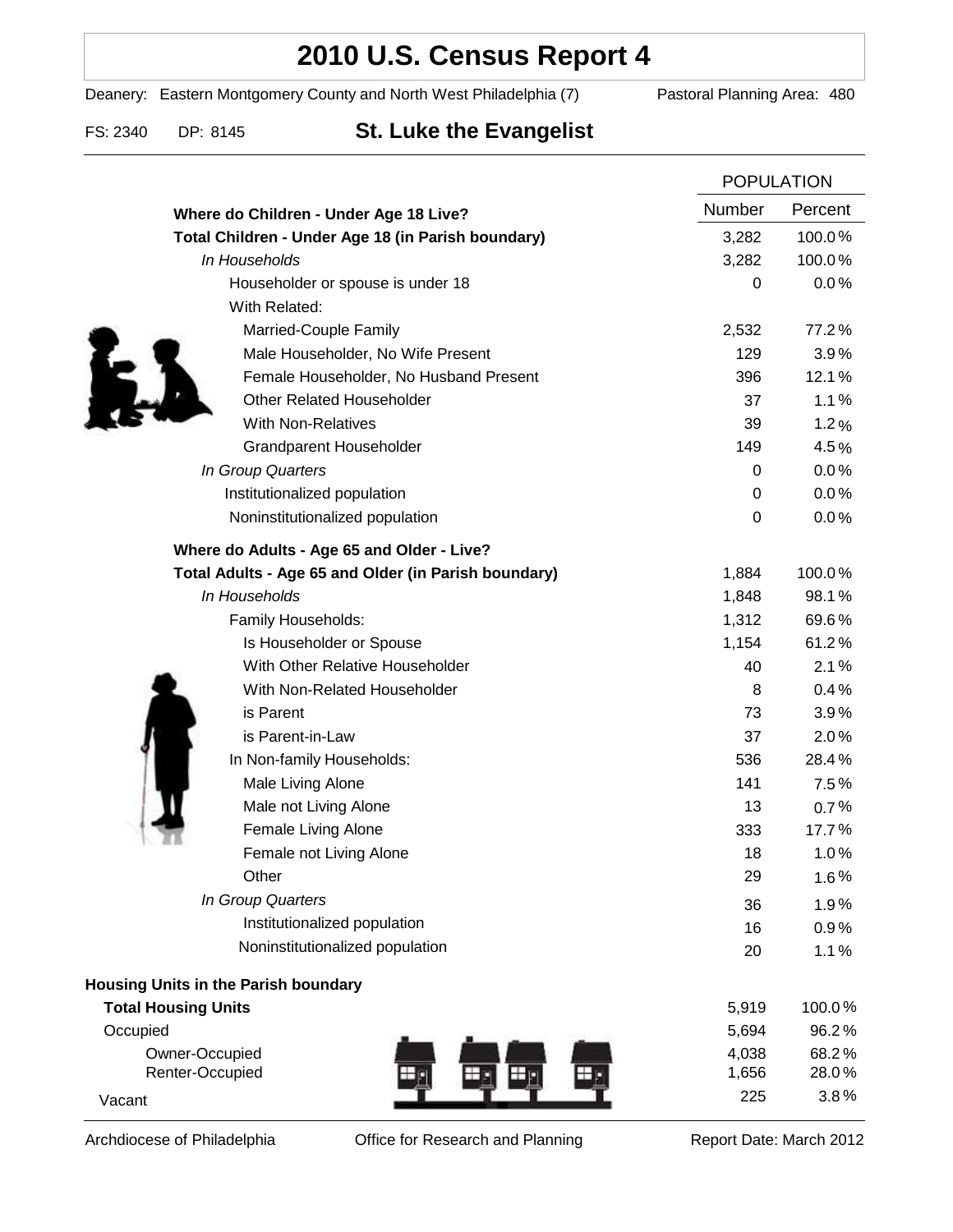# 2010 U.S. Census Report 4

Deanery: Eastern Montgomery County and North West Philadelphia (7) Pastoral Planning Area: 480

FS: 2340 DP: 8145

## St. Luke the Evangelist

| | POPULATION | |
|---|---|---|
| | Number | Percent |
| **Where do Children - Under Age 18 Live?** | | |
| **Total Children - Under Age 18 (in Parish boundary)** | 3,282 | 100.0% |
| *In Households* | 3,282 | 100.0% |
| Householder or spouse is under 18 | 0 | 0.0% |
| With Related: | | |
| Married-Couple Family | 2,532 | 77.2% |
| Male Householder, No Wife Present | 129 | 3.9% |
| Female Householder, No Husband Present | 396 | 12.1% |
| Other Related Householder | 37 | 1.1% |
| With Non-Relatives | 39 | 1.2% |
| Grandparent Householder | 149 | 4.5% |
| *In Group Quarters* | 0 | 0.0% |
| Institutionalized population | 0 | 0.0% |
| Noninstitutionalized population | 0 | 0.0% |
| **Where do Adults - Age 65 and Older - Live?** | | |
| **Total Adults - Age 65 and Older (in Parish boundary)** | 1,884 | 100.0% |
| *In Households* | 1,848 | 98.1% |
| Family Households: | 1,312 | 69.6% |
| Is Householder or Spouse | 1,154 | 61.2% |
| With Other Relative Householder | 40 | 2.1% |
| With Non-Related Householder | 8 | 0.4% |
| is Parent | 73 | 3.9% |
| is Parent-in-Law | 37 | 2.0% |
| In Non-family Households: | 536 | 28.4% |
| Male Living Alone | 141 | 7.5% |
| Male not Living Alone | 13 | 0.7% |
| Female Living Alone | 333 | 17.7% |
| Female not Living Alone | 18 | 1.0% |
| Other | 29 | 1.6% |
| *In Group Quarters* | 36 | 1.9% |
| Institutionalized population | 16 | 0.9% |
| Noninstitutionalized population | 20 | 1.1% |
| **Housing Units in the Parish boundary** | | |
| **Total Housing Units** | 5,919 | 100.0% |
| Occupied | 5,694 | 96.2% |
| Owner-Occupied | 4,038 | 68.2% |
| Renter-Occupied | 1,656 | 28.0% |
| Vacant | 225 | 3.8% |

Archdiocese of Philadelphia Office for Research and Planning Report Date: March 2012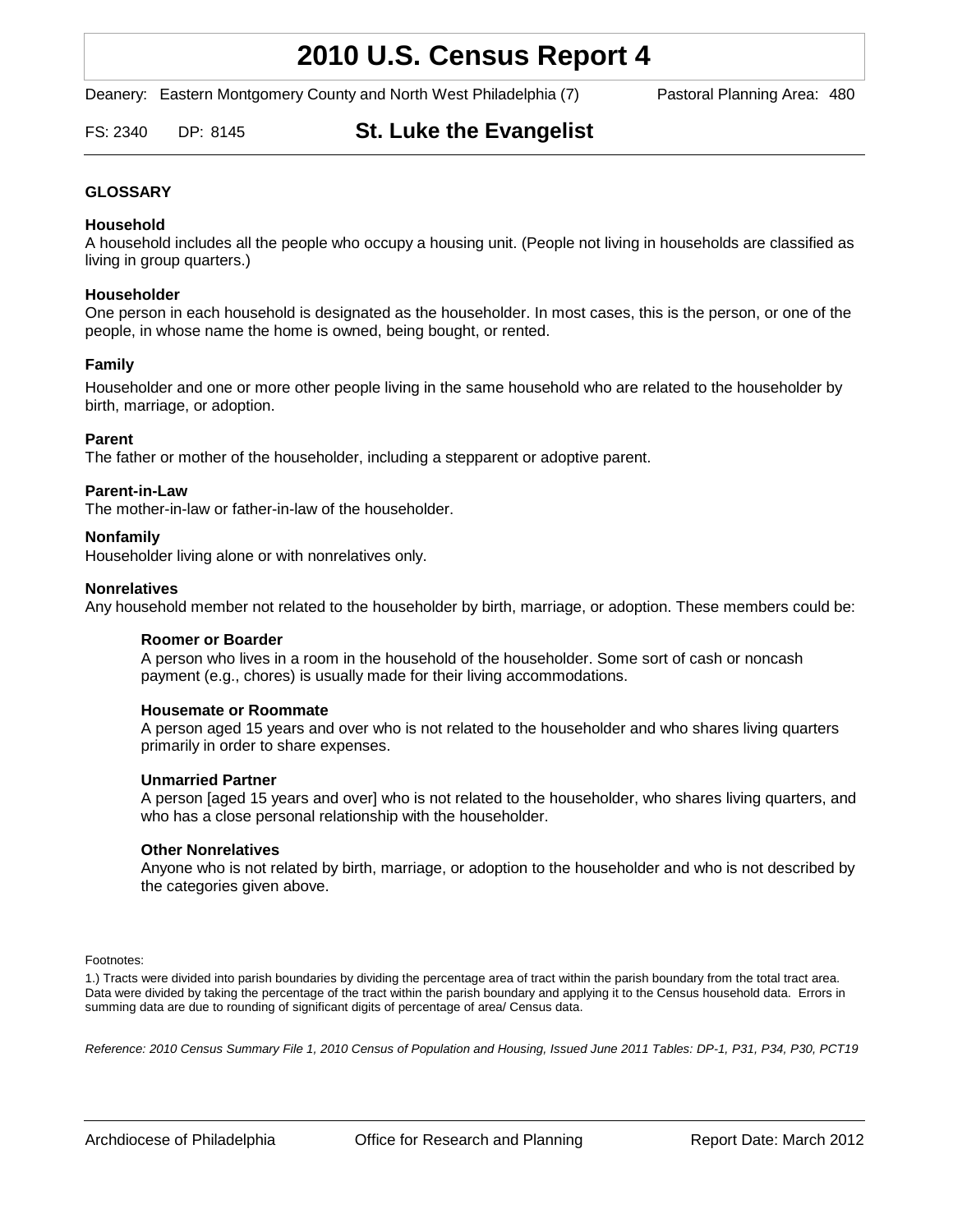# 2010 U.S. Census Report 4

Deanery: Eastern Montgomery County and North West Philadelphia (7) Pastoral Planning Area: 480

FS: 2340 DP: 8145 **St. Luke the Evangelist**

## GLOSSARY

**Household**
A household includes all the people who occupy a housing unit. (People not living in households are classified as living in group quarters.)

**Householder**
One person in each household is designated as the householder. In most cases, this is the person, or one of the people, in whose name the home is owned, being bought, or rented.

**Family**
Householder and one or more other people living in the same household who are related to the householder by birth, marriage, or adoption.

**Parent**
The father or mother of the householder, including a stepparent or adoptive parent.

**Parent-in-Law**
The mother-in-law or father-in-law of the householder.

**Nonfamily**
Householder living alone or with nonrelatives only.

**Nonrelatives**
Any household member not related to the householder by birth, marriage, or adoption. These members could be:

> **Roomer or Boarder**
> A person who lives in a room in the household of the householder. Some sort of cash or noncash payment (e.g., chores) is usually made for their living accommodations.
>
> **Housemate or Roommate**
> A person aged 15 years and over who is not related to the householder and who shares living quarters primarily in order to share expenses.
>
> **Unmarried Partner**
> A person [aged 15 years and over] who is not related to the householder, who shares living quarters, and who has a close personal relationship with the householder.
>
> **Other Nonrelatives**
> Anyone who is not related by birth, marriage, or adoption to the householder and who is not described by the categories given above.

Footnotes:

1.) Tracts were divided into parish boundaries by dividing the percentage area of tract within the parish boundary from the total tract area. Data were divided by taking the percentage of the tract within the parish boundary and applying it to the Census household data. Errors in summing data are due to rounding of significant digits of percentage of area/ Census data.

*Reference: 2010 Census Summary File 1, 2010 Census of Population and Housing, Issued June 2011 Tables: DP-1, P31, P34, P30, PCT19*

Archdiocese of Philadelphia Office for Research and Planning Report Date: March 2012